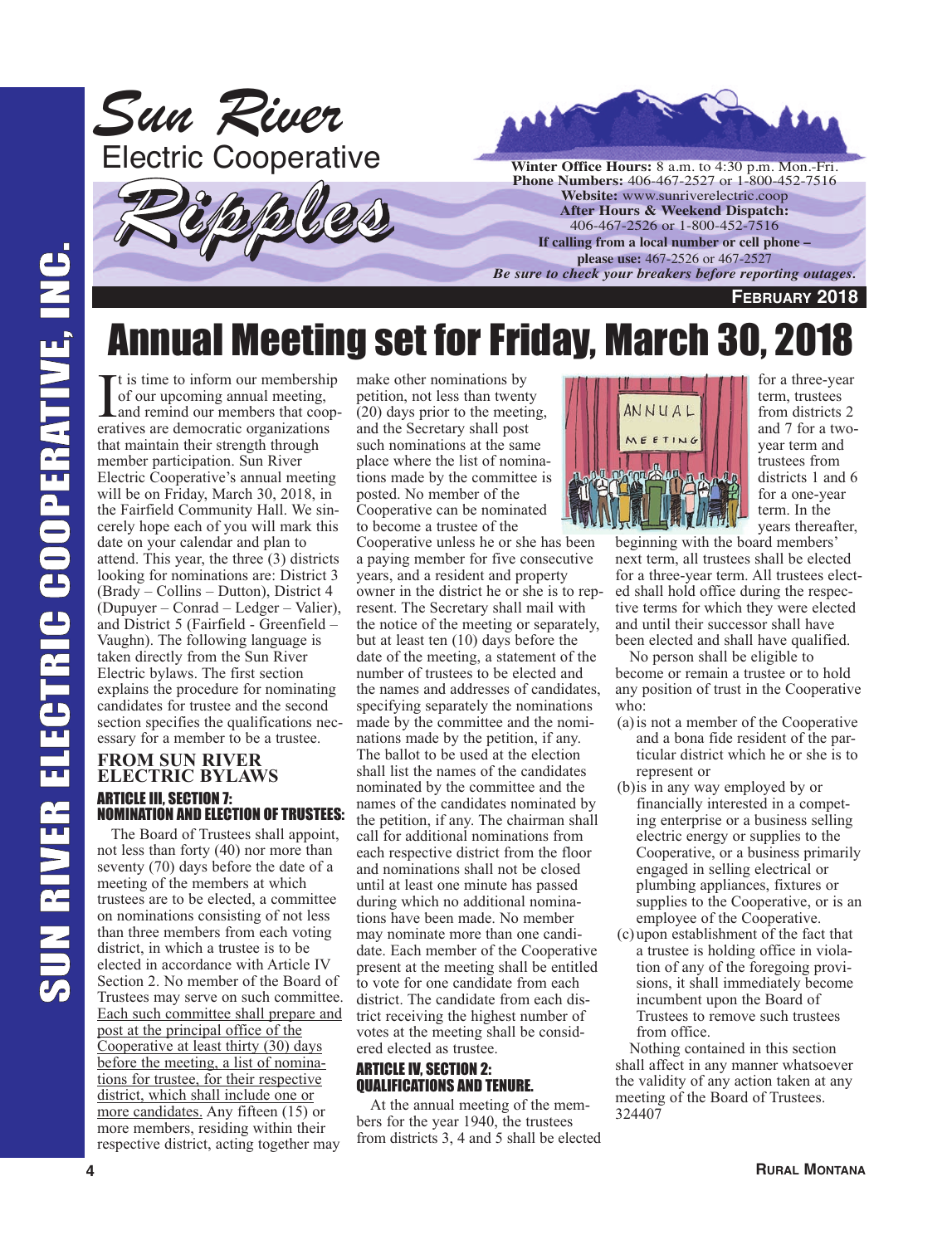# Sun River Electric Cooperative

## Ripples

**Winter Office Hours:** 8 a.m. to 4:30 p.m. Mon.-Fri.
**Phone Numbers:** 406-467-2527 or 1-800-452-7516
**Website:** www.sunriverelectric.coop
**After Hours & Weekend Dispatch:**
406-467-2526 or 1-800-452-7516
**If calling from a local number or cell phone – please use:** 467-2526 or 467-2527
***Be sure to check your breakers before reporting outages.***

**FEBRUARY 2018**

# Annual Meeting set for Friday, March 30, 2018

It is time to inform our membership of our upcoming annual meeting, and remind our members that cooperatives are democratic organizations that maintain their strength through member participation. Sun River Electric Cooperative's annual meeting will be on Friday, March 30, 2018, in the Fairfield Community Hall. We sincerely hope each of you will mark this date on your calendar and plan to attend. This year, the three (3) districts looking for nominations are: District 3 (Brady – Collins – Dutton), District 4 (Dupuyer – Conrad – Ledger – Valier), and District 5 (Fairfield - Greenfield – Vaughn). The following language is taken directly from the Sun River Electric bylaws. The first section explains the procedure for nominating candidates for trustee and the second section specifies the qualifications necessary for a member to be a trustee.

## FROM SUN RIVER ELECTRIC BYLAWS

### ARTICLE III, SECTION 7: NOMINATION AND ELECTION OF TRUSTEES:

The Board of Trustees shall appoint, not less than forty (40) nor more than seventy (70) days before the date of a meeting of the members at which trustees are to be elected, a committee on nominations consisting of not less than three members from each voting district, in which a trustee is to be elected in accordance with Article IV Section 2. No member of the Board of Trustees may serve on such committee. Each such committee shall prepare and post at the principal office of the Cooperative at least thirty (30) days before the meeting, a list of nominations for trustee, for their respective district, which shall include one or more candidates. Any fifteen (15) or more members, residing within their respective district, acting together may make other nominations by petition, not less than twenty (20) days prior to the meeting, and the Secretary shall post such nominations at the same place where the list of nominations made by the committee is posted. No member of the Cooperative can be nominated to become a trustee of the Cooperative unless he or she has been a paying member for five consecutive years, and a resident and property owner in the district he or she is to represent. The Secretary shall mail with the notice of the meeting or separately, but at least ten (10) days before the date of the meeting, a statement of the number of trustees to be elected and the names and addresses of candidates, specifying separately the nominations made by the committee and the nominations made by the petition, if any. The ballot to be used at the election shall list the names of the candidates nominated by the committee and the names of the candidates nominated by the petition, if any. The chairman shall call for additional nominations from each respective district from the floor and nominations shall not be closed until at least one minute has passed during which no additional nominations have been made. No member may nominate more than one candidate. Each member of the Cooperative present at the meeting shall be entitled to vote for one candidate from each district. The candidate from each district receiving the highest number of votes at the meeting shall be considered elected as trustee.

### ARTICLE IV, SECTION 2: QUALIFICATIONS AND TENURE.

At the annual meeting of the members for the year 1940, the trustees from districts 3, 4 and 5 shall be elected for a three-year term, trustees from districts 2 and 7 for a two-year term and trustees from districts 1 and 6 for a one-year term. In the years thereafter, beginning with the board members' next term, all trustees shall be elected for a three-year term. All trustees elected shall hold office during the respective terms for which they were elected and until their successor shall have been elected and shall have qualified.

No person shall be eligible to become or remain a trustee or to hold any position of trust in the Cooperative who:

(a) is not a member of the Cooperative and a bona fide resident of the particular district which he or she is to represent or

(b) is in any way employed by or financially interested in a competing enterprise or a business selling electric energy or supplies to the Cooperative, or a business primarily engaged in selling electrical or plumbing appliances, fixtures or supplies to the Cooperative, or is an employee of the Cooperative.

(c) upon establishment of the fact that a trustee is holding office in violation of any of the foregoing provisions, it shall immediately become incumbent upon the Board of Trustees to remove such trustees from office.

Nothing contained in this section shall affect in any manner whatsoever the validity of any action taken at any meeting of the Board of Trustees. 324407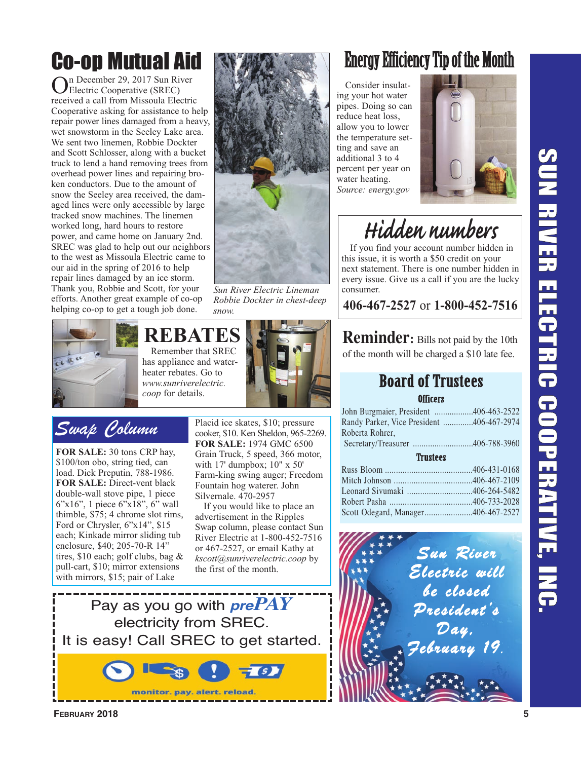# Co-op Mutual Aid

On December 29, 2017 Sun River Electric Cooperative (SREC) received a call from Missoula Electric Cooperative asking for assistance to help repair power lines damaged from a heavy, wet snowstorm in the Seeley Lake area. We sent two linemen, Robbie Dockter and Scott Schlosser, along with a bucket truck to lend a hand removing trees from overhead power lines and repairing broken conductors. Due to the amount of snow the Seeley area received, the damaged lines were only accessible by large tracked snow machines. The linemen worked long, hard hours to restore power, and came home on January 2nd. SREC was glad to help out our neighbors to the west as Missoula Electric came to our aid in the spring of 2016 to help repair lines damaged by an ice storm. Thank you, Robbie and Scott, for your efforts. Another great example of co-op helping co-op to get a tough job done.

*Sun River Electric Lineman Robbie Dockter in chest-deep snow.*

# REBATES

Remember that SREC has appliance and water-heater rebates. Go to *www.sunriverelectric.coop* for details.

## Swap Column

**FOR SALE:** 30 tons CRP hay, $100/ton obo, string tied, can load. Dick Preputin, 788-1986.
**FOR SALE:** Direct-vent black double-wall stove pipe, 1 piece 6”x16”, 1 piece 6”x18”, 6” wall thimble, $75; 4 chrome slot rims, Ford or Chrysler, 6”x14”, $15 each; Kinkade mirror sliding tub enclosure, $40; 205-70-R 14” tires, $10 each; golf clubs, bag & pull-cart, $10; mirror extensions with mirrors, $15; pair of Lake Placid ice skates, $10; pressure cooker, $10. Ken Sheldon, 965-2269.
**FOR SALE:** 1974 GMC 6500 Grain Truck, 5 speed, 366 motor, with 17' dumpbox; 10" x 50' Farm-king swing auger; Freedom Fountain hog waterer. John Silvernale. 470-2957

If you would like to place an advertisement in the Ripples Swap column, please contact Sun River Electric at 1-800-452-7516 or 467-2527, or email Kathy at *kscott@sunriverelectric.coop* by the first of the month.

Pay as you go with ***prePAY*** electricity from SREC.
It is easy! Call SREC to get started.

monitor. pay. alert. reload.

# Energy Efficiency Tip of the Month

Consider insulating your hot water pipes. Doing so can reduce heat loss, allow you to lower the temperature setting and save an additional 3 to 4 percent per year on water heating.
*Source: energy.gov*

# Hidden numbers

If you find your account number hidden in this issue, it is worth a $50 credit on your next statement. There is one number hidden in every issue. Give us a call if you are the lucky consumer.

**406-467-2527** or **1-800-452-7516**

**Reminder:** Bills not paid by the 10th of the month will be charged a $10 late fee.

## Board of Trustees

### Officers

John Burgmaier, President ..................406-463-2522
Randy Parker, Vice President .............406-467-2974
Roberta Rohrer, Secretary/Treasurer ............................406-788-3960

### Trustees

Russ Bloom ........................................406-431-0168
Mitch Johnson ....................................406-467-2109
Leonard Sivumaki ..............................406-264-5482
Robert Pasha ......................................406-733-2028
Scott Odegard, Manager......................406-467-2527

Sun River Electric will be closed President's Day, February 19.